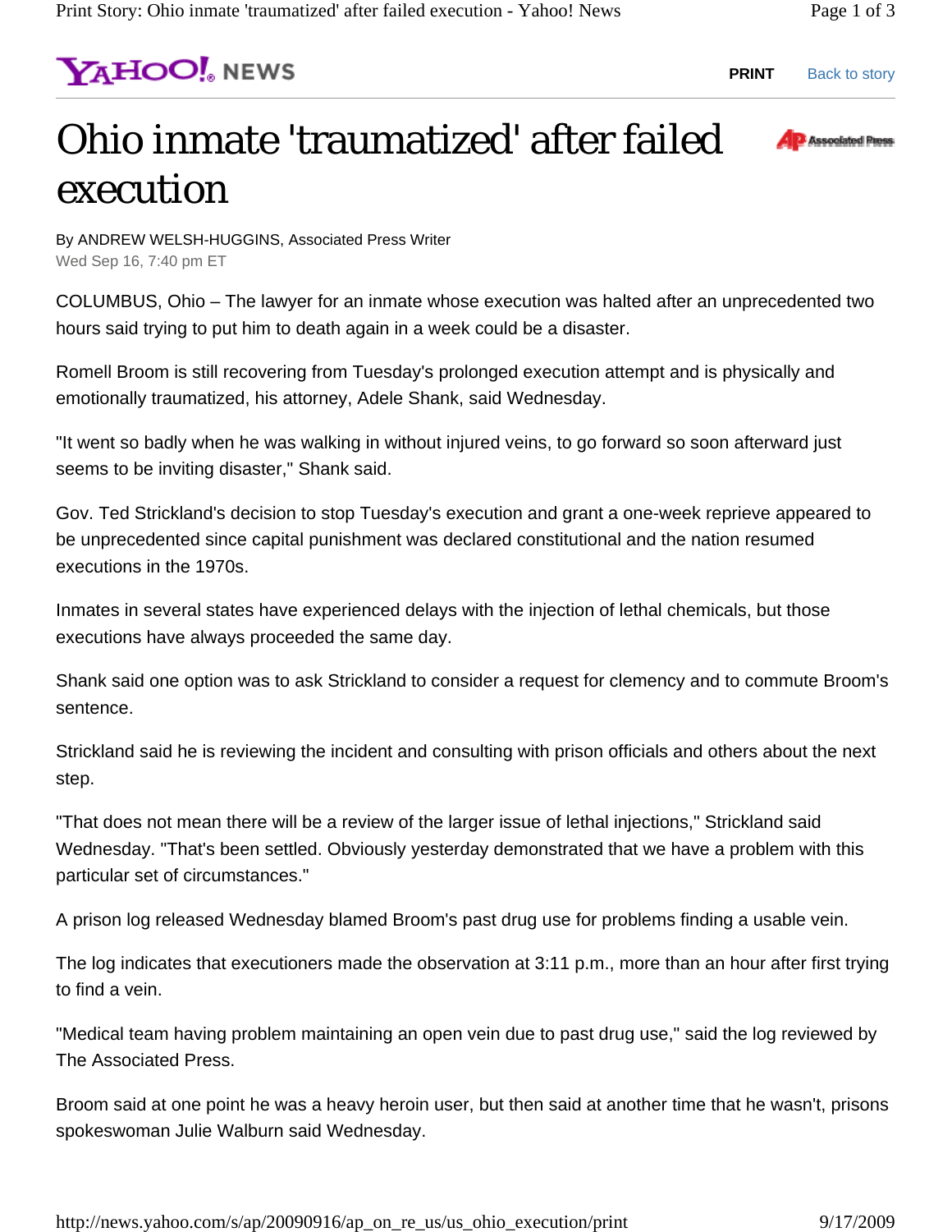# Ohio inmate 'traumatized' after failed execution

By ANDREW WELSH-HUGGINS, Associated Press Writer
Wed Sep 16, 7:40 pm ET

COLUMBUS, Ohio – The lawyer for an inmate whose execution was halted after an unprecedented two hours said trying to put him to death again in a week could be a disaster.

Romell Broom is still recovering from Tuesday's prolonged execution attempt and is physically and emotionally traumatized, his attorney, Adele Shank, said Wednesday.

"It went so badly when he was walking in without injured veins, to go forward so soon afterward just seems to be inviting disaster," Shank said.

Gov. Ted Strickland's decision to stop Tuesday's execution and grant a one-week reprieve appeared to be unprecedented since capital punishment was declared constitutional and the nation resumed executions in the 1970s.

Inmates in several states have experienced delays with the injection of lethal chemicals, but those executions have always proceeded the same day.

Shank said one option was to ask Strickland to consider a request for clemency and to commute Broom's sentence.

Strickland said he is reviewing the incident and consulting with prison officials and others about the next step.

"That does not mean there will be a review of the larger issue of lethal injections," Strickland said Wednesday. "That's been settled. Obviously yesterday demonstrated that we have a problem with this particular set of circumstances."

A prison log released Wednesday blamed Broom's past drug use for problems finding a usable vein.

The log indicates that executioners made the observation at 3:11 p.m., more than an hour after first trying to find a vein.

"Medical team having problem maintaining an open vein due to past drug use," said the log reviewed by The Associated Press.

Broom said at one point he was a heavy heroin user, but then said at another time that he wasn't, prisons spokeswoman Julie Walburn said Wednesday.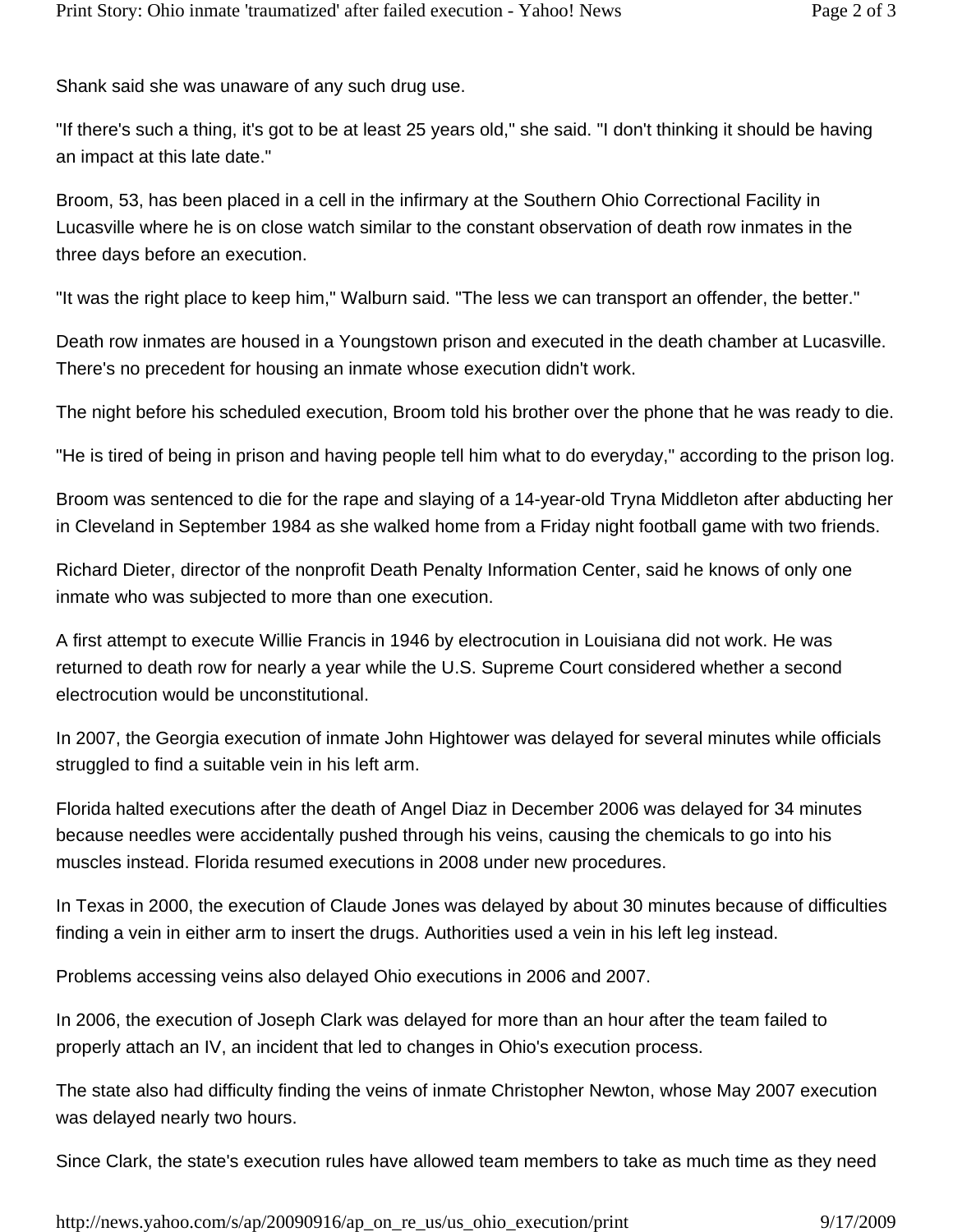Shank said she was unaware of any such drug use.

"If there's such a thing, it's got to be at least 25 years old," she said. "I don't thinking it should be having an impact at this late date."

Broom, 53, has been placed in a cell in the infirmary at the Southern Ohio Correctional Facility in Lucasville where he is on close watch similar to the constant observation of death row inmates in the three days before an execution.

"It was the right place to keep him," Walburn said. "The less we can transport an offender, the better."

Death row inmates are housed in a Youngstown prison and executed in the death chamber at Lucasville. There's no precedent for housing an inmate whose execution didn't work.

The night before his scheduled execution, Broom told his brother over the phone that he was ready to die.

"He is tired of being in prison and having people tell him what to do everyday," according to the prison log.

Broom was sentenced to die for the rape and slaying of a 14-year-old Tryna Middleton after abducting her in Cleveland in September 1984 as she walked home from a Friday night football game with two friends.

Richard Dieter, director of the nonprofit Death Penalty Information Center, said he knows of only one inmate who was subjected to more than one execution.

A first attempt to execute Willie Francis in 1946 by electrocution in Louisiana did not work. He was returned to death row for nearly a year while the U.S. Supreme Court considered whether a second electrocution would be unconstitutional.

In 2007, the Georgia execution of inmate John Hightower was delayed for several minutes while officials struggled to find a suitable vein in his left arm.

Florida halted executions after the death of Angel Diaz in December 2006 was delayed for 34 minutes because needles were accidentally pushed through his veins, causing the chemicals to go into his muscles instead. Florida resumed executions in 2008 under new procedures.

In Texas in 2000, the execution of Claude Jones was delayed by about 30 minutes because of difficulties finding a vein in either arm to insert the drugs. Authorities used a vein in his left leg instead.

Problems accessing veins also delayed Ohio executions in 2006 and 2007.

In 2006, the execution of Joseph Clark was delayed for more than an hour after the team failed to properly attach an IV, an incident that led to changes in Ohio's execution process.

The state also had difficulty finding the veins of inmate Christopher Newton, whose May 2007 execution was delayed nearly two hours.

Since Clark, the state's execution rules have allowed team members to take as much time as they need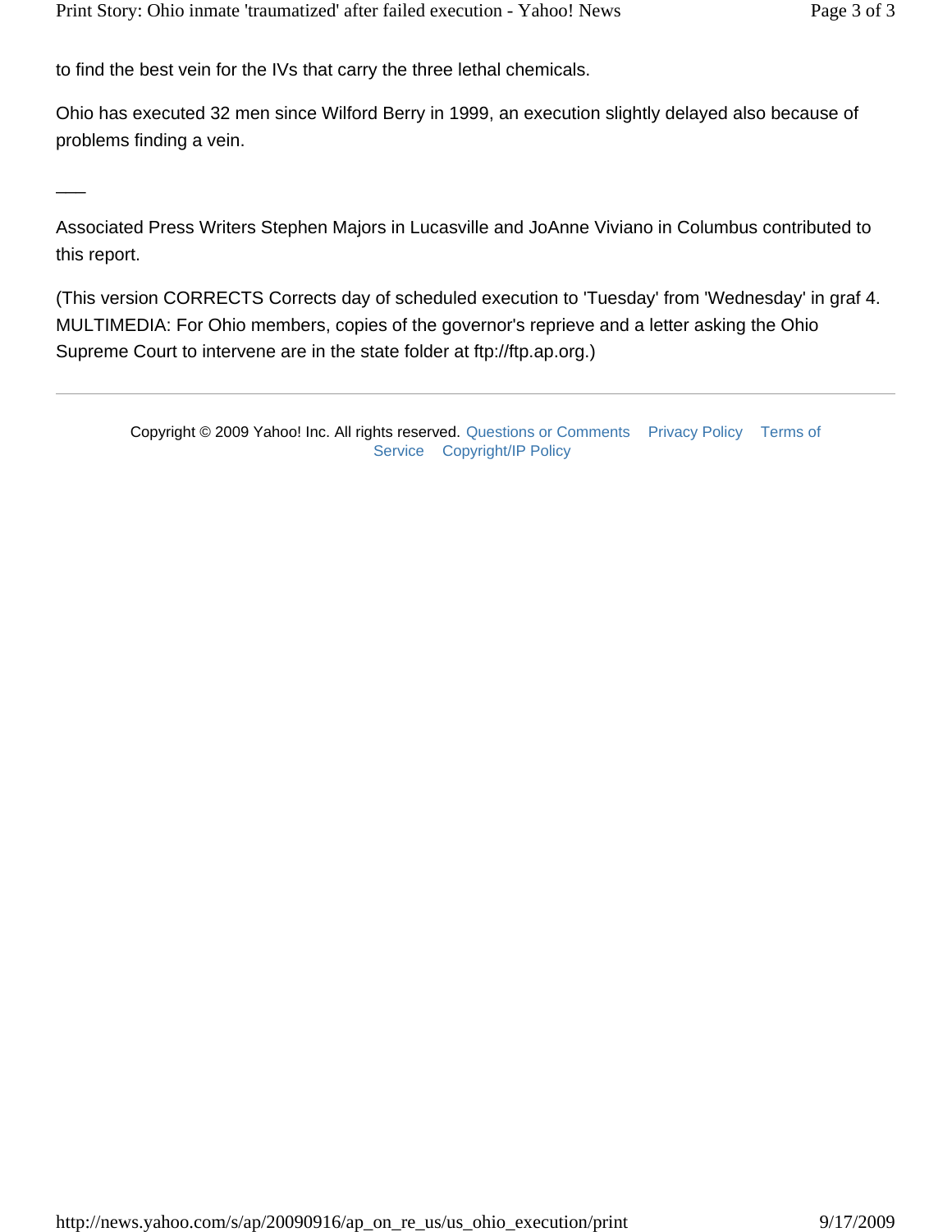to find the best vein for the IVs that carry the three lethal chemicals.

Ohio has executed 32 men since Wilford Berry in 1999, an execution slightly delayed also because of problems finding a vein.

\_\_\_

Associated Press Writers Stephen Majors in Lucasville and JoAnne Viviano in Columbus contributed to this report.

(This version CORRECTS Corrects day of scheduled execution to 'Tuesday' from 'Wednesday' in graf 4. MULTIMEDIA: For Ohio members, copies of the governor's reprieve and a letter asking the Ohio Supreme Court to intervene are in the state folder at ftp://ftp.ap.org.)

---

Copyright © 2009 Yahoo! Inc. All rights reserved. Questions or Comments Privacy Policy Terms of Service Copyright/IP Policy